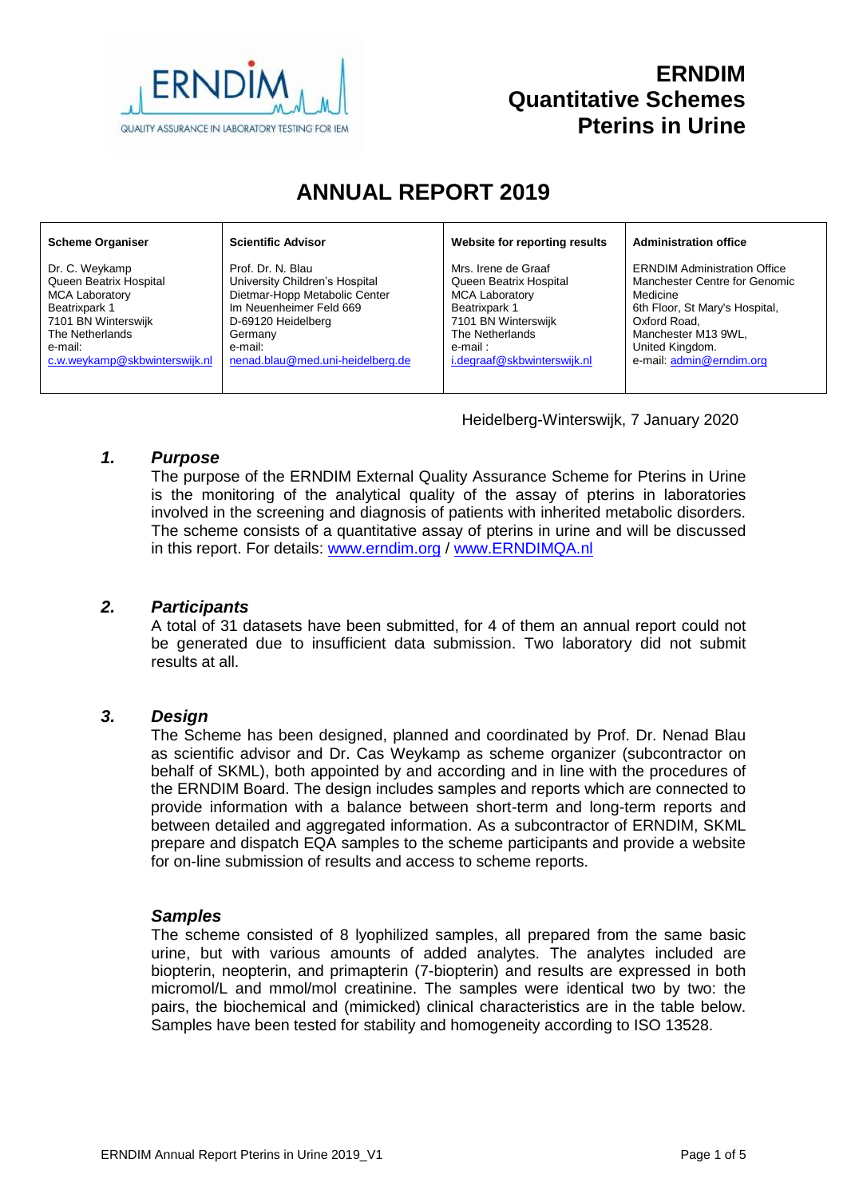# ERNDIM Quantitative Schemes Pterins in Urine

# ANNUAL REPORT 2019

| Scheme Organiser | Scientific Advisor | Website for reporting results | Administration office |
|---|---|---|---|
| Dr. C. Weykamp<br>Queen Beatrix Hospital<br>MCA Laboratory<br>Beatrixpark 1<br>7101 BN Winterswijk<br>The Netherlands<br>e-mail:<br>c.w.weykamp@skbwinterswijk.nl | Prof. Dr. N. Blau<br>University Children's Hospital<br>Dietmar-Hopp Metabolic Center<br>Im Neuenheimer Feld 669<br>D-69120 Heidelberg<br>Germany<br>e-mail:<br>nenad.blau@med.uni-heidelberg.de | Mrs. Irene de Graaf<br>Queen Beatrix Hospital<br>MCA Laboratory<br>Beatrixpark 1<br>7101 BN Winterswijk<br>The Netherlands<br>e-mail :<br>i.degraaf@skbwinterswijk.nl | ERNDIM Administration Office<br>Manchester Centre for Genomic Medicine<br>6th Floor, St Mary's Hospital,<br>Oxford Road,<br>Manchester M13 9WL,<br>United Kingdom.<br>e-mail: admin@erndim.org |

Heidelberg-Winterswijk, 7 January 2020

## 1. *Purpose*

The purpose of the ERNDIM External Quality Assurance Scheme for Pterins in Urine is the monitoring of the analytical quality of the assay of pterins in laboratories involved in the screening and diagnosis of patients with inherited metabolic disorders. The scheme consists of a quantitative assay of pterins in urine and will be discussed in this report. For details: www.erndim.org / www.ERNDIMQA.nl

## 2. *Participants*

A total of 31 datasets have been submitted, for 4 of them an annual report could not be generated due to insufficient data submission. Two laboratory did not submit results at all.

## 3. *Design*

The Scheme has been designed, planned and coordinated by Prof. Dr. Nenad Blau as scientific advisor and Dr. Cas Weykamp as scheme organizer (subcontractor on behalf of SKML), both appointed by and according and in line with the procedures of the ERNDIM Board. The design includes samples and reports which are connected to provide information with a balance between short-term and long-term reports and between detailed and aggregated information. As a subcontractor of ERNDIM, SKML prepare and dispatch EQA samples to the scheme participants and provide a website for on-line submission of results and access to scheme reports.

### *Samples*

The scheme consisted of 8 lyophilized samples, all prepared from the same basic urine, but with various amounts of added analytes. The analytes included are biopterin, neopterin, and primapterin (7-biopterin) and results are expressed in both micromol/L and mmol/mol creatinine. The samples were identical two by two: the pairs, the biochemical and (mimicked) clinical characteristics are in the table below. Samples have been tested for stability and homogeneity according to ISO 13528.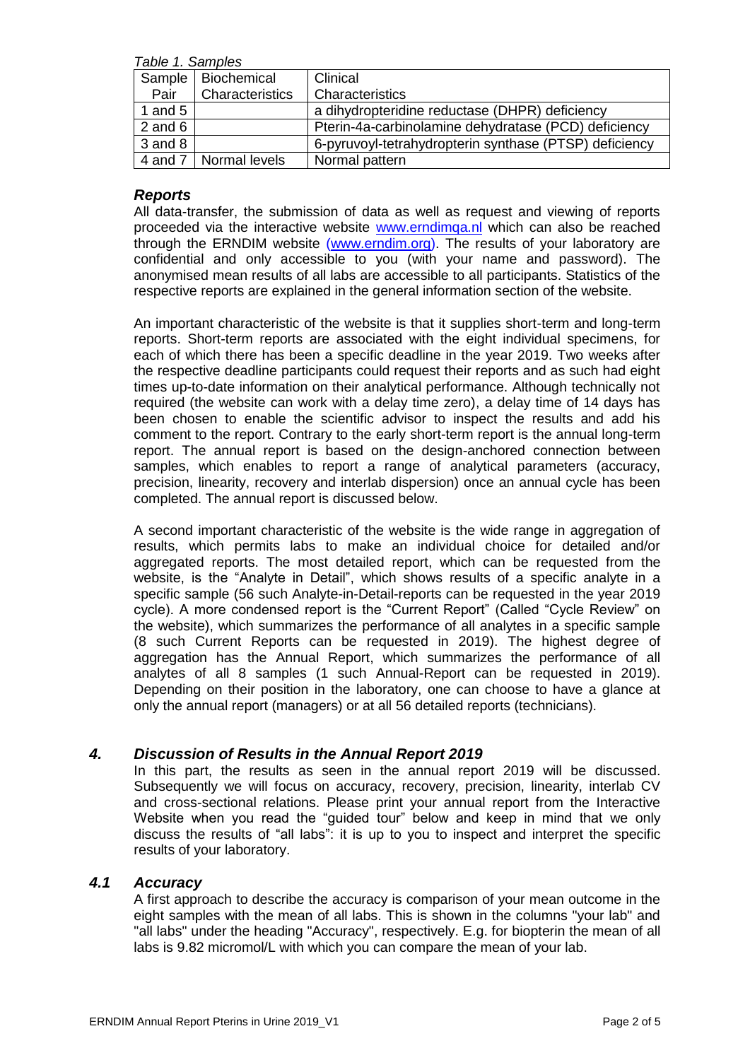*Table 1. Samples*

| Sample Pair | Biochemical Characteristics | Clinical Characteristics |
|---|---|---|
| 1 and 5 | | a dihydropteridine reductase (DHPR) deficiency |
| 2 and 6 | | Pterin-4a-carbinolamine dehydratase (PCD) deficiency |
| 3 and 8 | | 6-pyruvoyl-tetrahydropterin synthase (PTSP) deficiency |
| 4 and 7 | Normal levels | Normal pattern |

### *Reports*

All data-transfer, the submission of data as well as request and viewing of reports proceeded via the interactive website www.erndimqa.nl which can also be reached through the ERNDIM website (www.erndim.org). The results of your laboratory are confidential and only accessible to you (with your name and password). The anonymised mean results of all labs are accessible to all participants. Statistics of the respective reports are explained in the general information section of the website.

An important characteristic of the website is that it supplies short-term and long-term reports. Short-term reports are associated with the eight individual specimens, for each of which there has been a specific deadline in the year 2019. Two weeks after the respective deadline participants could request their reports and as such had eight times up-to-date information on their analytical performance. Although technically not required (the website can work with a delay time zero), a delay time of 14 days has been chosen to enable the scientific advisor to inspect the results and add his comment to the report. Contrary to the early short-term report is the annual long-term report. The annual report is based on the design-anchored connection between samples, which enables to report a range of analytical parameters (accuracy, precision, linearity, recovery and interlab dispersion) once an annual cycle has been completed. The annual report is discussed below.

A second important characteristic of the website is the wide range in aggregation of results, which permits labs to make an individual choice for detailed and/or aggregated reports. The most detailed report, which can be requested from the website, is the "Analyte in Detail", which shows results of a specific analyte in a specific sample (56 such Analyte-in-Detail-reports can be requested in the year 2019 cycle). A more condensed report is the "Current Report" (Called "Cycle Review" on the website), which summarizes the performance of all analytes in a specific sample (8 such Current Reports can be requested in 2019). The highest degree of aggregation has the Annual Report, which summarizes the performance of all analytes of all 8 samples (1 such Annual-Report can be requested in 2019). Depending on their position in the laboratory, one can choose to have a glance at only the annual report (managers) or at all 56 detailed reports (technicians).

## *4. Discussion of Results in the Annual Report 2019*

In this part, the results as seen in the annual report 2019 will be discussed. Subsequently we will focus on accuracy, recovery, precision, linearity, interlab CV and cross-sectional relations. Please print your annual report from the Interactive Website when you read the "guided tour" below and keep in mind that we only discuss the results of "all labs": it is up to you to inspect and interpret the specific results of your laboratory.

### *4.1 Accuracy*

A first approach to describe the accuracy is comparison of your mean outcome in the eight samples with the mean of all labs. This is shown in the columns "your lab" and "all labs" under the heading "Accuracy", respectively. E.g. for biopterin the mean of all labs is 9.82 micromol/L with which you can compare the mean of your lab.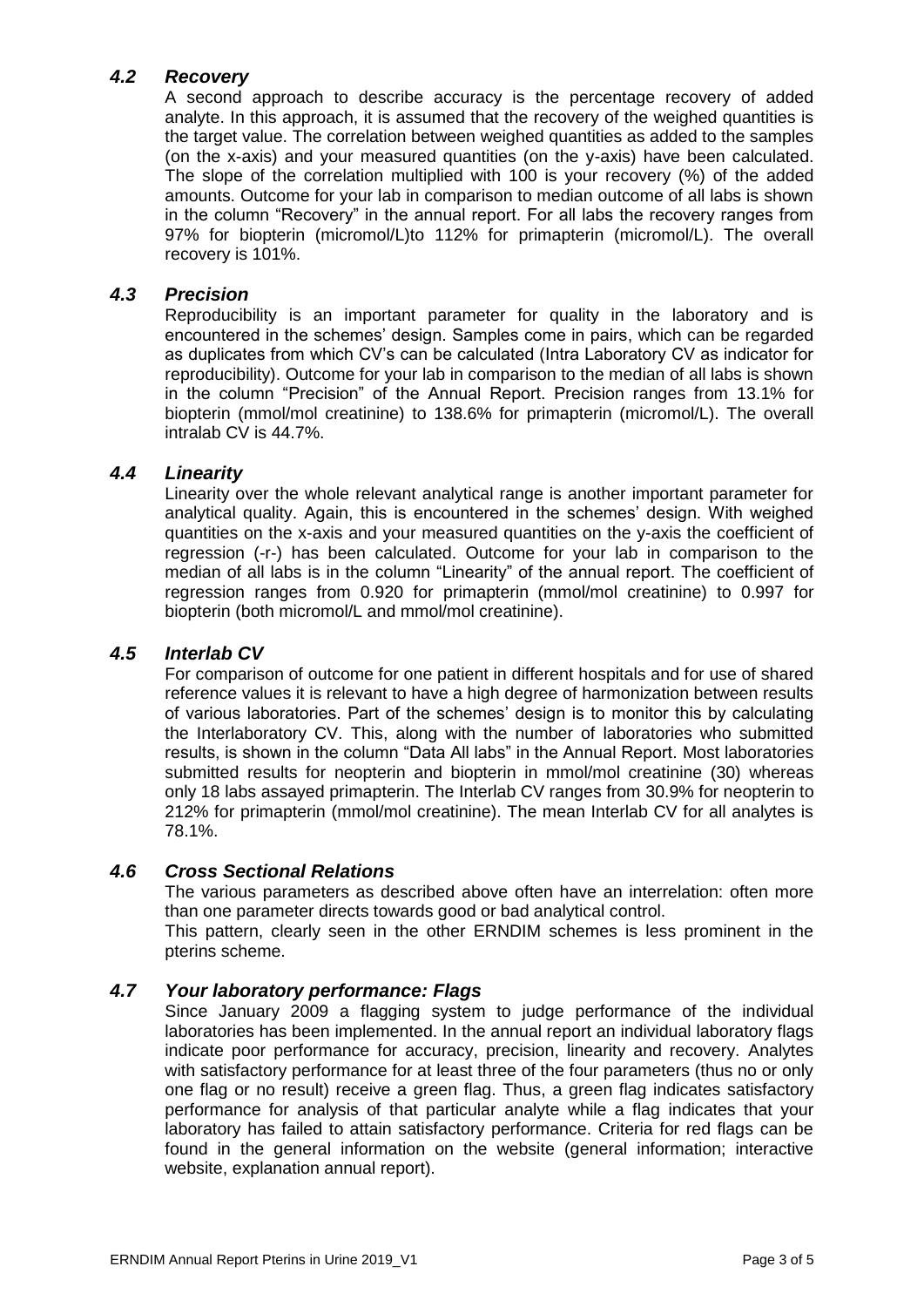### *4.2 Recovery*

A second approach to describe accuracy is the percentage recovery of added analyte. In this approach, it is assumed that the recovery of the weighed quantities is the target value. The correlation between weighed quantities as added to the samples (on the x-axis) and your measured quantities (on the y-axis) have been calculated. The slope of the correlation multiplied with 100 is your recovery (%) of the added amounts. Outcome for your lab in comparison to median outcome of all labs is shown in the column "Recovery" in the annual report. For all labs the recovery ranges from 97% for biopterin (micromol/L)to 112% for primapterin (micromol/L). The overall recovery is 101%.

### *4.3 Precision*

Reproducibility is an important parameter for quality in the laboratory and is encountered in the schemes' design. Samples come in pairs, which can be regarded as duplicates from which CV's can be calculated (Intra Laboratory CV as indicator for reproducibility). Outcome for your lab in comparison to the median of all labs is shown in the column "Precision" of the Annual Report. Precision ranges from 13.1% for biopterin (mmol/mol creatinine) to 138.6% for primapterin (micromol/L). The overall intralab CV is 44.7%.

### *4.4 Linearity*

Linearity over the whole relevant analytical range is another important parameter for analytical quality. Again, this is encountered in the schemes' design. With weighed quantities on the x-axis and your measured quantities on the y-axis the coefficient of regression (-r-) has been calculated. Outcome for your lab in comparison to the median of all labs is in the column "Linearity" of the annual report. The coefficient of regression ranges from 0.920 for primapterin (mmol/mol creatinine) to 0.997 for biopterin (both micromol/L and mmol/mol creatinine).

### *4.5 Interlab CV*

For comparison of outcome for one patient in different hospitals and for use of shared reference values it is relevant to have a high degree of harmonization between results of various laboratories. Part of the schemes' design is to monitor this by calculating the Interlaboratory CV. This, along with the number of laboratories who submitted results, is shown in the column "Data All labs" in the Annual Report. Most laboratories submitted results for neopterin and biopterin in mmol/mol creatinine (30) whereas only 18 labs assayed primapterin. The Interlab CV ranges from 30.9% for neopterin to 212% for primapterin (mmol/mol creatinine). The mean Interlab CV for all analytes is 78.1%.

### *4.6 Cross Sectional Relations*

The various parameters as described above often have an interrelation: often more than one parameter directs towards good or bad analytical control.

This pattern, clearly seen in the other ERNDIM schemes is less prominent in the pterins scheme.

### *4.7 Your laboratory performance: Flags*

Since January 2009 a flagging system to judge performance of the individual laboratories has been implemented. In the annual report an individual laboratory flags indicate poor performance for accuracy, precision, linearity and recovery. Analytes with satisfactory performance for at least three of the four parameters (thus no or only one flag or no result) receive a green flag. Thus, a green flag indicates satisfactory performance for analysis of that particular analyte while a flag indicates that your laboratory has failed to attain satisfactory performance. Criteria for red flags can be found in the general information on the website (general information; interactive website, explanation annual report).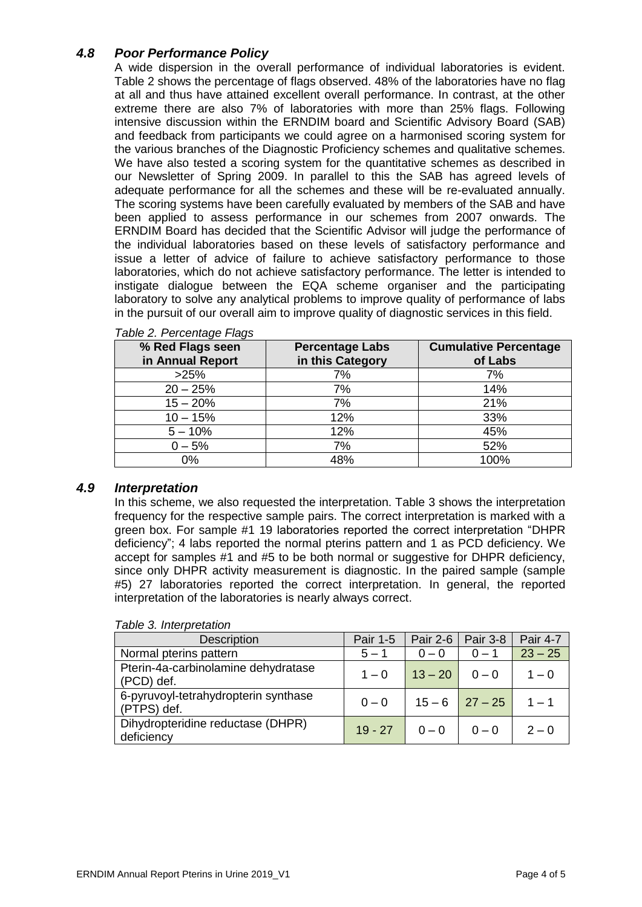### *4.8 Poor Performance Policy*

A wide dispersion in the overall performance of individual laboratories is evident. Table 2 shows the percentage of flags observed. 48% of the laboratories have no flag at all and thus have attained excellent overall performance. In contrast, at the other extreme there are also 7% of laboratories with more than 25% flags. Following intensive discussion within the ERNDIM board and Scientific Advisory Board (SAB) and feedback from participants we could agree on a harmonised scoring system for the various branches of the Diagnostic Proficiency schemes and qualitative schemes. We have also tested a scoring system for the quantitative schemes as described in our Newsletter of Spring 2009. In parallel to this the SAB has agreed levels of adequate performance for all the schemes and these will be re-evaluated annually. The scoring systems have been carefully evaluated by members of the SAB and have been applied to assess performance in our schemes from 2007 onwards. The ERNDIM Board has decided that the Scientific Advisor will judge the performance of the individual laboratories based on these levels of satisfactory performance and issue a letter of advice of failure to achieve satisfactory performance to those laboratories, which do not achieve satisfactory performance. The letter is intended to instigate dialogue between the EQA scheme organiser and the participating laboratory to solve any analytical problems to improve quality of performance of labs in the pursuit of our overall aim to improve quality of diagnostic services in this field.

*Table 2. Percentage Flags*

| % Red Flags seen in Annual Report | Percentage Labs in this Category | Cumulative Percentage of Labs |
|---|---|---|
| >25% | 7% | 7% |
| 20 – 25% | 7% | 14% |
| 15 – 20% | 7% | 21% |
| 10 – 15% | 12% | 33% |
| 5 – 10% | 12% | 45% |
| 0 – 5% | 7% | 52% |
| 0% | 48% | 100% |

### *4.9 Interpretation*

In this scheme, we also requested the interpretation. Table 3 shows the interpretation frequency for the respective sample pairs. The correct interpretation is marked with a green box. For sample #1 19 laboratories reported the correct interpretation "DHPR deficiency"; 4 labs reported the normal pterins pattern and 1 as PCD deficiency. We accept for samples #1 and #5 to be both normal or suggestive for DHPR deficiency, since only DHPR activity measurement is diagnostic. In the paired sample (sample #5) 27 laboratories reported the correct interpretation. In general, the reported interpretation of the laboratories is nearly always correct.

*Table 3. Interpretation*

| Description | Pair 1-5 | Pair 2-6 | Pair 3-8 | Pair 4-7 |
|---|---|---|---|---|
| Normal pterins pattern | 5 – 1 | 0 – 0 | 0 – 1 | 23 – 25 |
| Pterin-4a-carbinolamine dehydratase (PCD) def. | 1 – 0 | 13 – 20 | 0 – 0 | 1 – 0 |
| 6-pyruvoyl-tetrahydropterin synthase (PTPS) def. | 0 – 0 | 15 – 6 | 27 – 25 | 1 – 1 |
| Dihydropteridine reductase (DHPR) deficiency | 19 - 27 | 0 – 0 | 0 – 0 | 2 – 0 |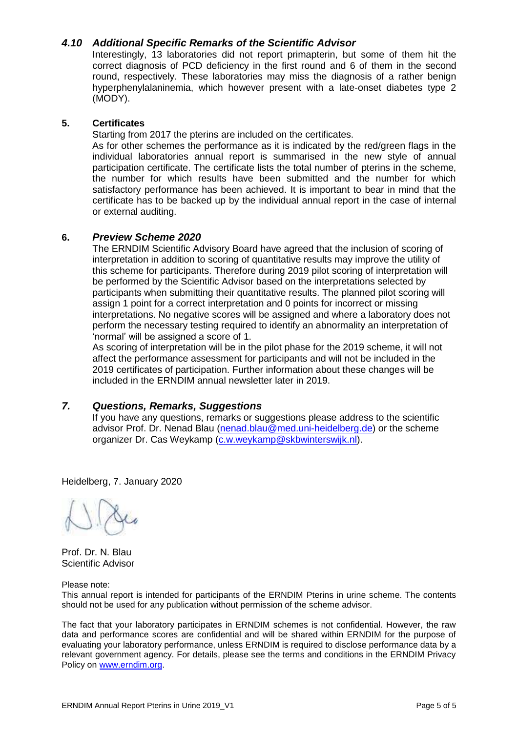### *4.10 Additional Specific Remarks of the Scientific Advisor*

Interestingly, 13 laboratories did not report primapterin, but some of them hit the correct diagnosis of PCD deficiency in the first round and 6 of them in the second round, respectively. These laboratories may miss the diagnosis of a rather benign hyperphenylalaninemia, which however present with a late-onset diabetes type 2 (MODY).

## 5. Certificates

Starting from 2017 the pterins are included on the certificates.

As for other schemes the performance as it is indicated by the red/green flags in the individual laboratories annual report is summarised in the new style of annual participation certificate. The certificate lists the total number of pterins in the scheme, the number for which results have been submitted and the number for which satisfactory performance has been achieved. It is important to bear in mind that the certificate has to be backed up by the individual annual report in the case of internal or external auditing.

## 6. *Preview Scheme 2020*

The ERNDIM Scientific Advisory Board have agreed that the inclusion of scoring of interpretation in addition to scoring of quantitative results may improve the utility of this scheme for participants. Therefore during 2019 pilot scoring of interpretation will be performed by the Scientific Advisor based on the interpretations selected by participants when submitting their quantitative results. The planned pilot scoring will assign 1 point for a correct interpretation and 0 points for incorrect or missing interpretations. No negative scores will be assigned and where a laboratory does not perform the necessary testing required to identify an abnormality an interpretation of 'normal' will be assigned a score of 1.

As scoring of interpretation will be in the pilot phase for the 2019 scheme, it will not affect the performance assessment for participants and will not be included in the 2019 certificates of participation. Further information about these changes will be included in the ERNDIM annual newsletter later in 2019.

## *7. Questions, Remarks, Suggestions*

If you have any questions, remarks or suggestions please address to the scientific advisor Prof. Dr. Nenad Blau (nenad.blau@med.uni-heidelberg.de) or the scheme organizer Dr. Cas Weykamp (c.w.weykamp@skbwinterswijk.nl).

Heidelberg, 7. January 2020

Prof. Dr. N. Blau
Scientific Advisor

Please note:
This annual report is intended for participants of the ERNDIM Pterins in urine scheme. The contents should not be used for any publication without permission of the scheme advisor.

The fact that your laboratory participates in ERNDIM schemes is not confidential. However, the raw data and performance scores are confidential and will be shared within ERNDIM for the purpose of evaluating your laboratory performance, unless ERNDIM is required to disclose performance data by a relevant government agency. For details, please see the terms and conditions in the ERNDIM Privacy Policy on www.erndim.org.